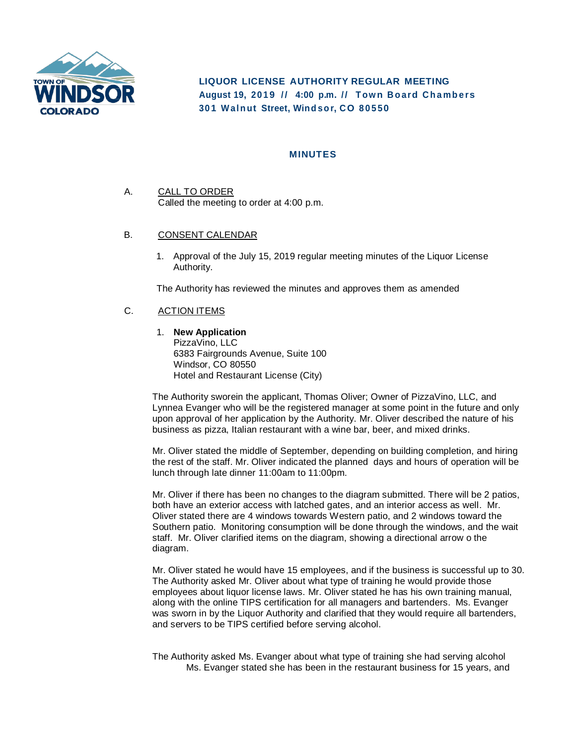TOWN OF WINDSOR COLORADO

**LIQUOR LICENSE AUTHORITY REGULAR MEETING**
**August 19, 2019 // 4:00 p.m. // Town Board Chambers**
**301 Walnut Street, Windsor, CO 80550**

## MINUTES

A. CALL TO ORDER

Called the meeting to order at 4:00 p.m.

B. CONSENT CALENDAR

1. Approval of the July 15, 2019 regular meeting minutes of the Liquor License Authority.

The Authority has reviewed the minutes and approves them as amended

C. ACTION ITEMS

1. **New Application**
   PizzaVino, LLC
   6383 Fairgrounds Avenue, Suite 100
   Windsor, CO 80550
   Hotel and Restaurant License (City)

The Authority sworein the applicant, Thomas Oliver; Owner of PizzaVino, LLC, and Lynnea Evanger who will be the registered manager at some point in the future and only upon approval of her application by the Authority. Mr. Oliver described the nature of his business as pizza, Italian restaurant with a wine bar, beer, and mixed drinks.

Mr. Oliver stated the middle of September, depending on building completion, and hiring the rest of the staff. Mr. Oliver indicated the planned days and hours of operation will be lunch through late dinner 11:00am to 11:00pm.

Mr. Oliver if there has been no changes to the diagram submitted. There will be 2 patios, both have an exterior access with latched gates, and an interior access as well. Mr. Oliver stated there are 4 windows towards Western patio, and 2 windows toward the Southern patio. Monitoring consumption will be done through the windows, and the wait staff. Mr. Oliver clarified items on the diagram, showing a directional arrow o the diagram.

Mr. Oliver stated he would have 15 employees, and if the business is successful up to 30. The Authority asked Mr. Oliver about what type of training he would provide those employees about liquor license laws. Mr. Oliver stated he has his own training manual, along with the online TIPS certification for all managers and bartenders. Ms. Evanger was sworn in by the Liquor Authority and clarified that they would require all bartenders, and servers to be TIPS certified before serving alcohol.

The Authority asked Ms. Evanger about what type of training she had serving alcohol Ms. Evanger stated she has been in the restaurant business for 15 years, and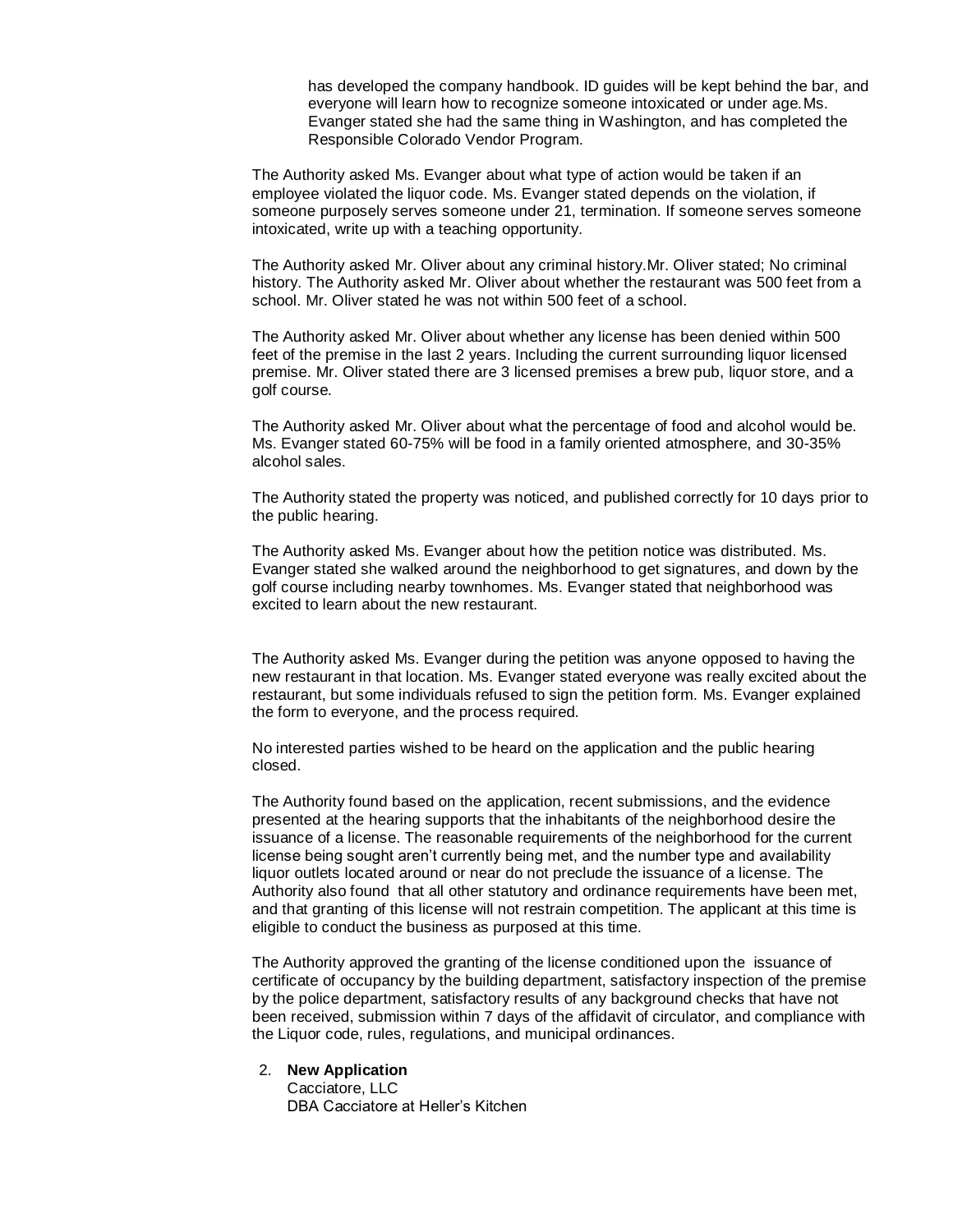has developed the company handbook. ID guides will be kept behind the bar, and everyone will learn how to recognize someone intoxicated or under age. Ms. Evanger stated she had the same thing in Washington, and has completed the Responsible Colorado Vendor Program.

The Authority asked Ms. Evanger about what type of action would be taken if an employee violated the liquor code. Ms. Evanger stated depends on the violation, if someone purposely serves someone under 21, termination. If someone serves someone intoxicated, write up with a teaching opportunity.

The Authority asked Mr. Oliver about any criminal history. Mr. Oliver stated; No criminal history. The Authority asked Mr. Oliver about whether the restaurant was 500 feet from a school. Mr. Oliver stated he was not within 500 feet of a school.

The Authority asked Mr. Oliver about whether any license has been denied within 500 feet of the premise in the last 2 years. Including the current surrounding liquor licensed premise. Mr. Oliver stated there are 3 licensed premises a brew pub, liquor store, and a golf course.

The Authority asked Mr. Oliver about what the percentage of food and alcohol would be. Ms. Evanger stated 60-75% will be food in a family oriented atmosphere, and 30-35% alcohol sales.

The Authority stated the property was noticed, and published correctly for 10 days prior to the public hearing.

The Authority asked Ms. Evanger about how the petition notice was distributed. Ms. Evanger stated she walked around the neighborhood to get signatures, and down by the golf course including nearby townhomes. Ms. Evanger stated that neighborhood was excited to learn about the new restaurant.

The Authority asked Ms. Evanger during the petition was anyone opposed to having the new restaurant in that location. Ms. Evanger stated everyone was really excited about the restaurant, but some individuals refused to sign the petition form. Ms. Evanger explained the form to everyone, and the process required.

No interested parties wished to be heard on the application and the public hearing closed.

The Authority found based on the application, recent submissions, and the evidence presented at the hearing supports that the inhabitants of the neighborhood desire the issuance of a license. The reasonable requirements of the neighborhood for the current license being sought aren't currently being met, and the number type and availability liquor outlets located around or near do not preclude the issuance of a license. The Authority also found that all other statutory and ordinance requirements have been met, and that granting of this license will not restrain competition. The applicant at this time is eligible to conduct the business as purposed at this time.

The Authority approved the granting of the license conditioned upon the issuance of certificate of occupancy by the building department, satisfactory inspection of the premise by the police department, satisfactory results of any background checks that have not been received, submission within 7 days of the affidavit of circulator, and compliance with the Liquor code, rules, regulations, and municipal ordinances.

2. **New Application**
   Cacciatore, LLC
   DBA Cacciatore at Heller's Kitchen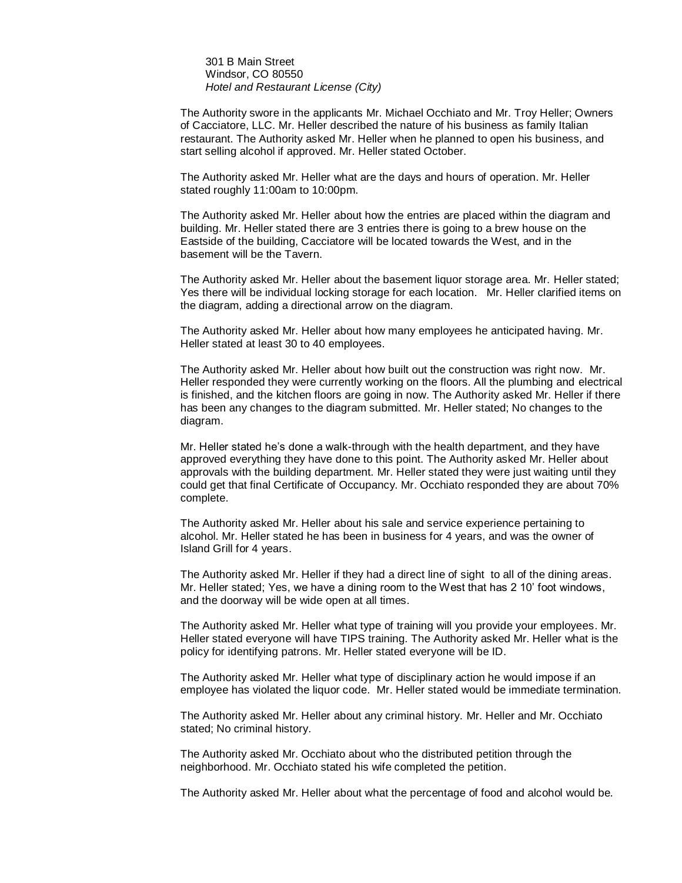301 B Main Street
Windsor, CO 80550
*Hotel and Restaurant License (City)*

The Authority swore in the applicants Mr. Michael Occhiato and Mr. Troy Heller; Owners of Cacciatore, LLC. Mr. Heller described the nature of his business as family Italian restaurant. The Authority asked Mr. Heller when he planned to open his business, and start selling alcohol if approved. Mr. Heller stated October.

The Authority asked Mr. Heller what are the days and hours of operation. Mr. Heller stated roughly 11:00am to 10:00pm.

The Authority asked Mr. Heller about how the entries are placed within the diagram and building. Mr. Heller stated there are 3 entries there is going to a brew house on the Eastside of the building, Cacciatore will be located towards the West, and in the basement will be the Tavern.

The Authority asked Mr. Heller about the basement liquor storage area. Mr. Heller stated; Yes there will be individual locking storage for each location. Mr. Heller clarified items on the diagram, adding a directional arrow on the diagram.

The Authority asked Mr. Heller about how many employees he anticipated having. Mr. Heller stated at least 30 to 40 employees.

The Authority asked Mr. Heller about how built out the construction was right now. Mr. Heller responded they were currently working on the floors. All the plumbing and electrical is finished, and the kitchen floors are going in now. The Authority asked Mr. Heller if there has been any changes to the diagram submitted. Mr. Heller stated; No changes to the diagram.

Mr. Heller stated he's done a walk-through with the health department, and they have approved everything they have done to this point. The Authority asked Mr. Heller about approvals with the building department. Mr. Heller stated they were just waiting until they could get that final Certificate of Occupancy. Mr. Occhiato responded they are about 70% complete.

The Authority asked Mr. Heller about his sale and service experience pertaining to alcohol. Mr. Heller stated he has been in business for 4 years, and was the owner of Island Grill for 4 years.

The Authority asked Mr. Heller if they had a direct line of sight to all of the dining areas. Mr. Heller stated; Yes, we have a dining room to the West that has 2 10' foot windows, and the doorway will be wide open at all times.

The Authority asked Mr. Heller what type of training will you provide your employees. Mr. Heller stated everyone will have TIPS training. The Authority asked Mr. Heller what is the policy for identifying patrons. Mr. Heller stated everyone will be ID.

The Authority asked Mr. Heller what type of disciplinary action he would impose if an employee has violated the liquor code. Mr. Heller stated would be immediate termination.

The Authority asked Mr. Heller about any criminal history. Mr. Heller and Mr. Occhiato stated; No criminal history.

The Authority asked Mr. Occhiato about who the distributed petition through the neighborhood. Mr. Occhiato stated his wife completed the petition.

The Authority asked Mr. Heller about what the percentage of food and alcohol would be.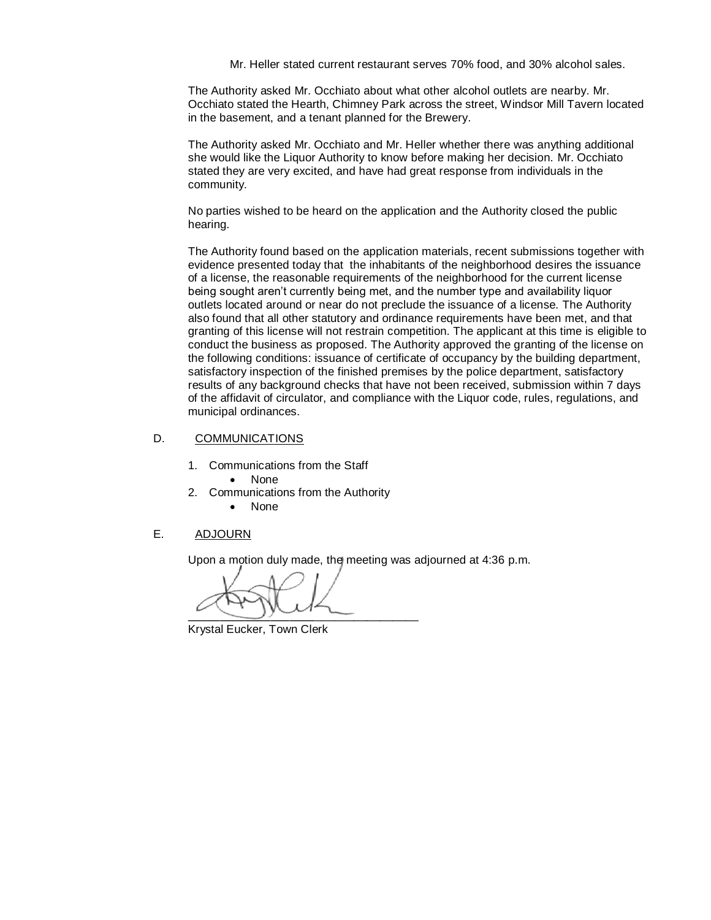Mr. Heller stated current restaurant serves 70% food, and 30% alcohol sales.

The Authority asked Mr. Occhiato about what other alcohol outlets are nearby. Mr. Occhiato stated the Hearth, Chimney Park across the street, Windsor Mill Tavern located in the basement, and a tenant planned for the Brewery.

The Authority asked Mr. Occhiato and Mr. Heller whether there was anything additional she would like the Liquor Authority to know before making her decision. Mr. Occhiato stated they are very excited, and have had great response from individuals in the community.

No parties wished to be heard on the application and the Authority closed the public hearing.

The Authority found based on the application materials, recent submissions together with evidence presented today that the inhabitants of the neighborhood desires the issuance of a license, the reasonable requirements of the neighborhood for the current license being sought aren't currently being met, and the number type and availability liquor outlets located around or near do not preclude the issuance of a license. The Authority also found that all other statutory and ordinance requirements have been met, and that granting of this license will not restrain competition. The applicant at this time is eligible to conduct the business as proposed. The Authority approved the granting of the license on the following conditions: issuance of certificate of occupancy by the building department, satisfactory inspection of the finished premises by the police department, satisfactory results of any background checks that have not been received, submission within 7 days of the affidavit of circulator, and compliance with the Liquor code, rules, regulations, and municipal ordinances.

## D. COMMUNICATIONS

1. Communications from the Staff
   - None
2. Communications from the Authority
   - None

## E. ADJOURN

Upon a motion duly made, the meeting was adjourned at 4:36 p.m.

\_\_\_\_\_\_\_\_\_\_\_\_\_\_\_\_\_\_\_\_\_\_\_\_\_\_\_\_\_\_\_\_\_\_

Krystal Eucker, Town Clerk